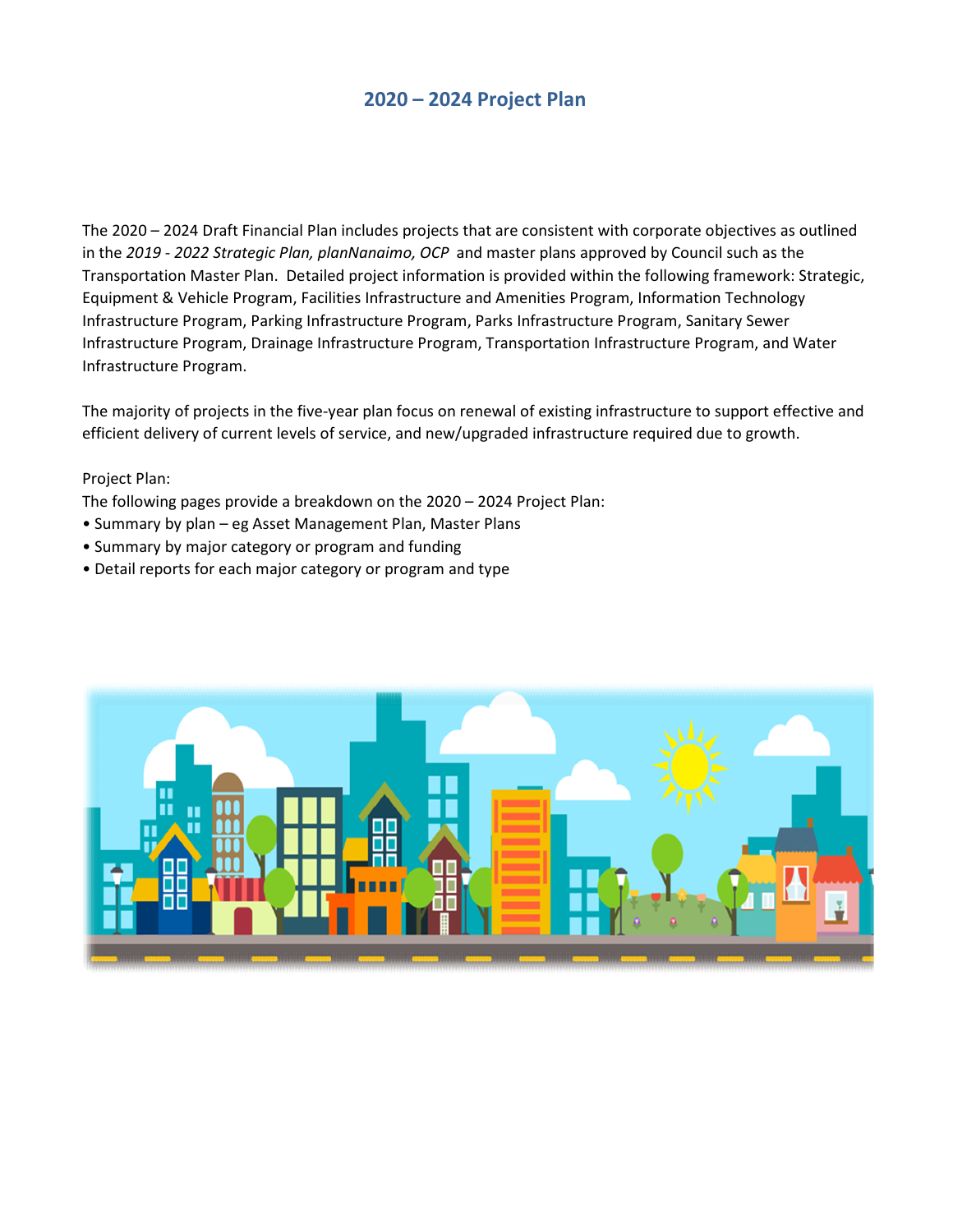# 2020 – 2024 Project Plan

The 2020 – 2024 Draft Financial Plan includes projects that are consistent with corporate objectives as outlined in the *2019 - 2022 Strategic Plan, planNanaimo, OCP* and master plans approved by Council such as the Transportation Master Plan. Detailed project information is provided within the following framework: Strategic, Equipment & Vehicle Program, Facilities Infrastructure and Amenities Program, Information Technology Infrastructure Program, Parking Infrastructure Program, Parks Infrastructure Program, Sanitary Sewer Infrastructure Program, Drainage Infrastructure Program, Transportation Infrastructure Program, and Water Infrastructure Program.

The majority of projects in the five-year plan focus on renewal of existing infrastructure to support effective and efficient delivery of current levels of service, and new/upgraded infrastructure required due to growth.

Project Plan:

The following pages provide a breakdown on the 2020 – 2024 Project Plan:

- Summary by plan – eg Asset Management Plan, Master Plans
- Summary by major category or program and funding
- Detail reports for each major category or program and type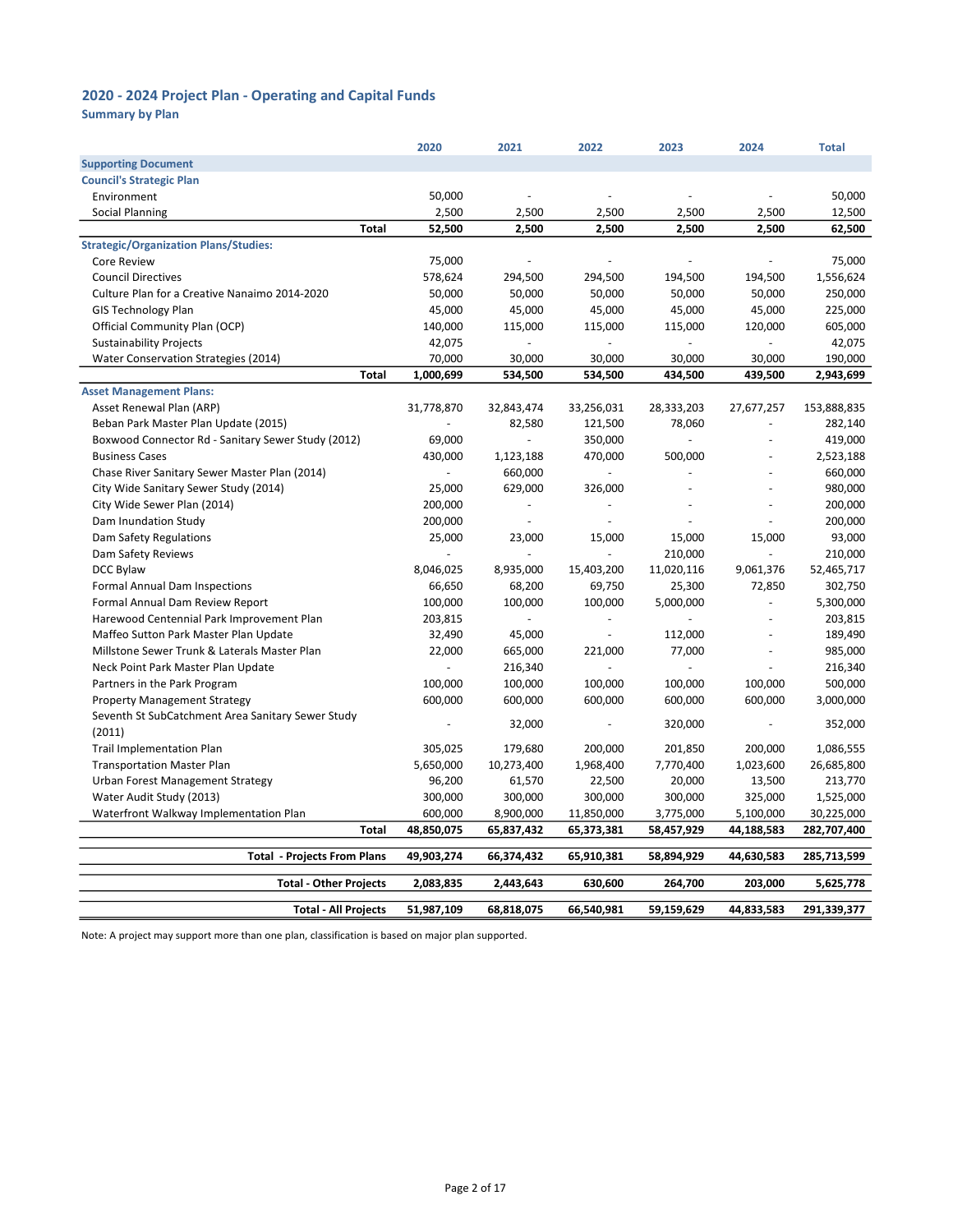## 2020 - 2024 Project Plan - Operating and Capital Funds

**Summary by Plan**

| | 2020 | 2021 | 2022 | 2023 | 2024 | Total |
|---|---|---|---|---|---|---|
| **Supporting Document** | | | | | | |
| **Council's Strategic Plan** | | | | | | |
| Environment | 50,000 | - | - | - | - | 50,000 |
| Social Planning | 2,500 | 2,500 | 2,500 | 2,500 | 2,500 | 12,500 |
| **Total** | **52,500** | **2,500** | **2,500** | **2,500** | **2,500** | **62,500** |
| **Strategic/Organization Plans/Studies:** | | | | | | |
| Core Review | 75,000 | - | - | - | - | 75,000 |
| Council Directives | 578,624 | 294,500 | 294,500 | 194,500 | 194,500 | 1,556,624 |
| Culture Plan for a Creative Nanaimo 2014-2020 | 50,000 | 50,000 | 50,000 | 50,000 | 50,000 | 250,000 |
| GIS Technology Plan | 45,000 | 45,000 | 45,000 | 45,000 | 45,000 | 225,000 |
| Official Community Plan (OCP) | 140,000 | 115,000 | 115,000 | 115,000 | 120,000 | 605,000 |
| Sustainability Projects | 42,075 | - | - | - | - | 42,075 |
| Water Conservation Strategies (2014) | 70,000 | 30,000 | 30,000 | 30,000 | 30,000 | 190,000 |
| **Total** | **1,000,699** | **534,500** | **534,500** | **434,500** | **439,500** | **2,943,699** |
| **Asset Management Plans:** | | | | | | |
| Asset Renewal Plan (ARP) | 31,778,870 | 32,843,474 | 33,256,031 | 28,333,203 | 27,677,257 | 153,888,835 |
| Beban Park Master Plan Update (2015) | - | 82,580 | 121,500 | 78,060 | - | 282,140 |
| Boxwood Connector Rd - Sanitary Sewer Study (2012) | 69,000 | - | 350,000 | - | - | 419,000 |
| Business Cases | 430,000 | 1,123,188 | 470,000 | 500,000 | - | 2,523,188 |
| Chase River Sanitary Sewer Master Plan (2014) | - | 660,000 | - | - | - | 660,000 |
| City Wide Sanitary Sewer Study (2014) | 25,000 | 629,000 | 326,000 | - | - | 980,000 |
| City Wide Sewer Plan (2014) | 200,000 | - | - | - | - | 200,000 |
| Dam Inundation Study | 200,000 | - | - | - | - | 200,000 |
| Dam Safety Regulations | 25,000 | 23,000 | 15,000 | 15,000 | 15,000 | 93,000 |
| Dam Safety Reviews | - | - | - | 210,000 | - | 210,000 |
| DCC Bylaw | 8,046,025 | 8,935,000 | 15,403,200 | 11,020,116 | 9,061,376 | 52,465,717 |
| Formal Annual Dam Inspections | 66,650 | 68,200 | 69,750 | 25,300 | 72,850 | 302,750 |
| Formal Annual Dam Review Report | 100,000 | 100,000 | 100,000 | 5,000,000 | - | 5,300,000 |
| Harewood Centennial Park Improvement Plan | 203,815 | - | - | - | - | 203,815 |
| Maffeo Sutton Park Master Plan Update | 32,490 | 45,000 | - | 112,000 | - | 189,490 |
| Millstone Sewer Trunk & Laterals Master Plan | 22,000 | 665,000 | 221,000 | 77,000 | - | 985,000 |
| Neck Point Park Master Plan Update | - | 216,340 | - | - | - | 216,340 |
| Partners in the Park Program | 100,000 | 100,000 | 100,000 | 100,000 | 100,000 | 500,000 |
| Property Management Strategy | 600,000 | 600,000 | 600,000 | 600,000 | 600,000 | 3,000,000 |
| Seventh St SubCatchment Area Sanitary Sewer Study (2011) | - | 32,000 | - | 320,000 | - | 352,000 |
| Trail Implementation Plan | 305,025 | 179,680 | 200,000 | 201,850 | 200,000 | 1,086,555 |
| Transportation Master Plan | 5,650,000 | 10,273,400 | 1,968,400 | 7,770,400 | 1,023,600 | 26,685,800 |
| Urban Forest Management Strategy | 96,200 | 61,570 | 22,500 | 20,000 | 13,500 | 213,770 |
| Water Audit Study (2013) | 300,000 | 300,000 | 300,000 | 300,000 | 325,000 | 1,525,000 |
| Waterfront Walkway Implementation Plan | 600,000 | 8,900,000 | 11,850,000 | 3,775,000 | 5,100,000 | 30,225,000 |
| **Total** | **48,850,075** | **65,837,432** | **65,373,381** | **58,457,929** | **44,188,583** | **282,707,400** |
| **Total - Projects From Plans** | **49,903,274** | **66,374,432** | **65,910,381** | **58,894,929** | **44,630,583** | **285,713,599** |
| **Total - Other Projects** | **2,083,835** | **2,443,643** | **630,600** | **264,700** | **203,000** | **5,625,778** |
| **Total - All Projects** | **51,987,109** | **68,818,075** | **66,540,981** | **59,159,629** | **44,833,583** | **291,339,377** |

Note: A project may support more than one plan, classification is based on major plan supported.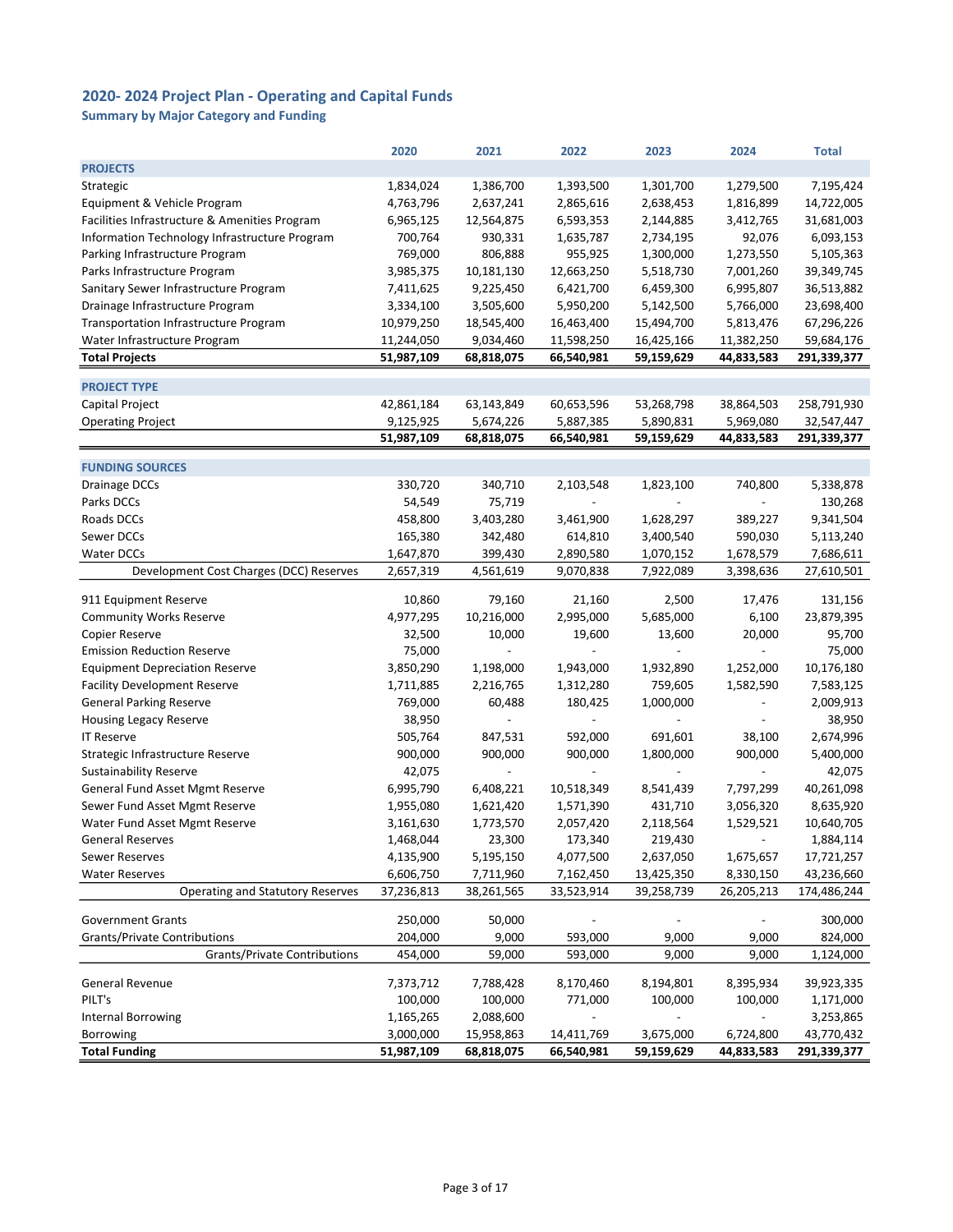## 2020- 2024 Project Plan - Operating and Capital Funds

### Summary by Major Category and Funding

| | 2020 | 2021 | 2022 | 2023 | 2024 | Total |
|---|---|---|---|---|---|---|
| **PROJECTS** | | | | | | |
| Strategic | 1,834,024 | 1,386,700 | 1,393,500 | 1,301,700 | 1,279,500 | 7,195,424 |
| Equipment & Vehicle Program | 4,763,796 | 2,637,241 | 2,865,616 | 2,638,453 | 1,816,899 | 14,722,005 |
| Facilities Infrastructure & Amenities Program | 6,965,125 | 12,564,875 | 6,593,353 | 2,144,885 | 3,412,765 | 31,681,003 |
| Information Technology Infrastructure Program | 700,764 | 930,331 | 1,635,787 | 2,734,195 | 92,076 | 6,093,153 |
| Parking Infrastructure Program | 769,000 | 806,888 | 955,925 | 1,300,000 | 1,273,550 | 5,105,363 |
| Parks Infrastructure Program | 3,985,375 | 10,181,130 | 12,663,250 | 5,518,730 | 7,001,260 | 39,349,745 |
| Sanitary Sewer Infrastructure Program | 7,411,625 | 9,225,450 | 6,421,700 | 6,459,300 | 6,995,807 | 36,513,882 |
| Drainage Infrastructure Program | 3,334,100 | 3,505,600 | 5,950,200 | 5,142,500 | 5,766,000 | 23,698,400 |
| Transportation Infrastructure Program | 10,979,250 | 18,545,400 | 16,463,400 | 15,494,700 | 5,813,476 | 67,296,226 |
| Water Infrastructure Program | 11,244,050 | 9,034,460 | 11,598,250 | 16,425,166 | 11,382,250 | 59,684,176 |
| **Total Projects** | **51,987,109** | **68,818,075** | **66,540,981** | **59,159,629** | **44,833,583** | **291,339,377** |
| | | | | | | |
| **PROJECT TYPE** | | | | | | |
| Capital Project | 42,861,184 | 63,143,849 | 60,653,596 | 53,268,798 | 38,864,503 | 258,791,930 |
| Operating Project | 9,125,925 | 5,674,226 | 5,887,385 | 5,890,831 | 5,969,080 | 32,547,447 |
| | **51,987,109** | **68,818,075** | **66,540,981** | **59,159,629** | **44,833,583** | **291,339,377** |
| | | | | | | |
| **FUNDING SOURCES** | | | | | | |
| Drainage DCCs | 330,720 | 340,710 | 2,103,548 | 1,823,100 | 740,800 | 5,338,878 |
| Parks DCCs | 54,549 | 75,719 | - | - | - | 130,268 |
| Roads DCCs | 458,800 | 3,403,280 | 3,461,900 | 1,628,297 | 389,227 | 9,341,504 |
| Sewer DCCs | 165,380 | 342,480 | 614,810 | 3,400,540 | 590,030 | 5,113,240 |
| Water DCCs | 1,647,870 | 399,430 | 2,890,580 | 1,070,152 | 1,678,579 | 7,686,611 |
| Development Cost Charges (DCC) Reserves | 2,657,319 | 4,561,619 | 9,070,838 | 7,922,089 | 3,398,636 | 27,610,501 |
| | | | | | | |
| 911 Equipment Reserve | 10,860 | 79,160 | 21,160 | 2,500 | 17,476 | 131,156 |
| Community Works Reserve | 4,977,295 | 10,216,000 | 2,995,000 | 5,685,000 | 6,100 | 23,879,395 |
| Copier Reserve | 32,500 | 10,000 | 19,600 | 13,600 | 20,000 | 95,700 |
| Emission Reduction Reserve | 75,000 | - | - | - | - | 75,000 |
| Equipment Depreciation Reserve | 3,850,290 | 1,198,000 | 1,943,000 | 1,932,890 | 1,252,000 | 10,176,180 |
| Facility Development Reserve | 1,711,885 | 2,216,765 | 1,312,280 | 759,605 | 1,582,590 | 7,583,125 |
| General Parking Reserve | 769,000 | 60,488 | 180,425 | 1,000,000 | - | 2,009,913 |
| Housing Legacy Reserve | 38,950 | - | - | - | - | 38,950 |
| IT Reserve | 505,764 | 847,531 | 592,000 | 691,601 | 38,100 | 2,674,996 |
| Strategic Infrastructure Reserve | 900,000 | 900,000 | 900,000 | 1,800,000 | 900,000 | 5,400,000 |
| Sustainability Reserve | 42,075 | - | - | - | - | 42,075 |
| General Fund Asset Mgmt Reserve | 6,995,790 | 6,408,221 | 10,518,349 | 8,541,439 | 7,797,299 | 40,261,098 |
| Sewer Fund Asset Mgmt Reserve | 1,955,080 | 1,621,420 | 1,571,390 | 431,710 | 3,056,320 | 8,635,920 |
| Water Fund Asset Mgmt Reserve | 3,161,630 | 1,773,570 | 2,057,420 | 2,118,564 | 1,529,521 | 10,640,705 |
| General Reserves | 1,468,044 | 23,300 | 173,340 | 219,430 | - | 1,884,114 |
| Sewer Reserves | 4,135,900 | 5,195,150 | 4,077,500 | 2,637,050 | 1,675,657 | 17,721,257 |
| Water Reserves | 6,606,750 | 7,711,960 | 7,162,450 | 13,425,350 | 8,330,150 | 43,236,660 |
| Operating and Statutory Reserves | 37,236,813 | 38,261,565 | 33,523,914 | 39,258,739 | 26,205,213 | 174,486,244 |
| | | | | | | |
| Government Grants | 250,000 | 50,000 | - | - | - | 300,000 |
| Grants/Private Contributions | 204,000 | 9,000 | 593,000 | 9,000 | 9,000 | 824,000 |
| Grants/Private Contributions | 454,000 | 59,000 | 593,000 | 9,000 | 9,000 | 1,124,000 |
| | | | | | | |
| General Revenue | 7,373,712 | 7,788,428 | 8,170,460 | 8,194,801 | 8,395,934 | 39,923,335 |
| PILT's | 100,000 | 100,000 | 771,000 | 100,000 | 100,000 | 1,171,000 |
| Internal Borrowing | 1,165,265 | 2,088,600 | - | - | - | 3,253,865 |
| Borrowing | 3,000,000 | 15,958,863 | 14,411,769 | 3,675,000 | 6,724,800 | 43,770,432 |
| **Total Funding** | **51,987,109** | **68,818,075** | **66,540,981** | **59,159,629** | **44,833,583** | **291,339,377** |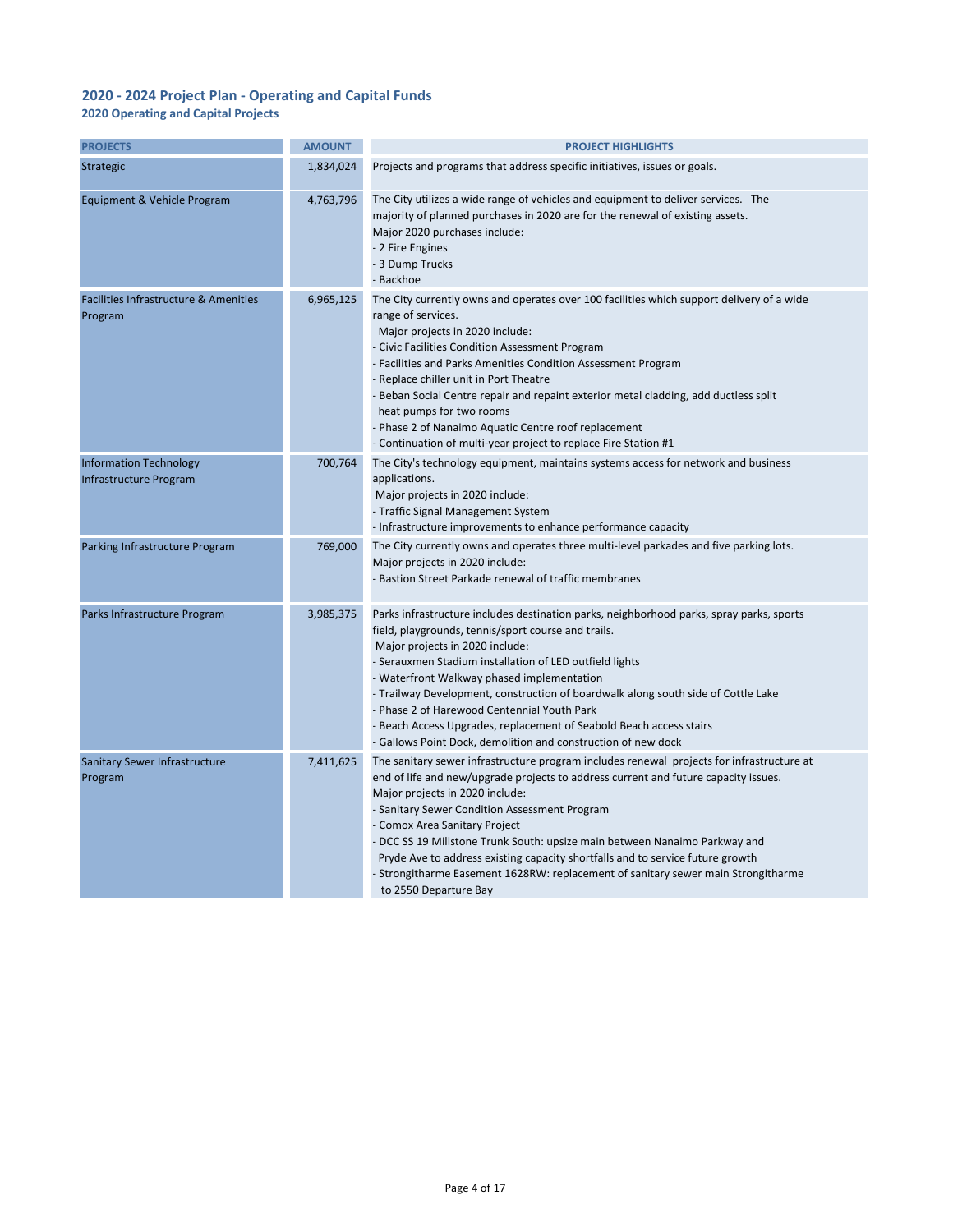## 2020 - 2024 Project Plan - Operating and Capital Funds

### 2020 Operating and Capital Projects

| PROJECTS | AMOUNT | PROJECT HIGHLIGHTS |
|---|---|---|
| Strategic | 1,834,024 | Projects and programs that address specific initiatives, issues or goals. |
| Equipment & Vehicle Program | 4,763,796 | The City utilizes a wide range of vehicles and equipment to deliver services. The majority of planned purchases in 2020 are for the renewal of existing assets.<br>Major 2020 purchases include:<br>- 2 Fire Engines<br>- 3 Dump Trucks<br>- Backhoe |
| Facilities Infrastructure & Amenities Program | 6,965,125 | The City currently owns and operates over 100 facilities which support delivery of a wide range of services.<br>Major projects in 2020 include:<br>- Civic Facilities Condition Assessment Program<br>- Facilities and Parks Amenities Condition Assessment Program<br>- Replace chiller unit in Port Theatre<br>- Beban Social Centre repair and repaint exterior metal cladding, add ductless split heat pumps for two rooms<br>- Phase 2 of Nanaimo Aquatic Centre roof replacement<br>- Continuation of multi-year project to replace Fire Station #1 |
| Information Technology Infrastructure Program | 700,764 | The City's technology equipment, maintains systems access for network and business applications.<br>Major projects in 2020 include:<br>- Traffic Signal Management System<br>- Infrastructure improvements to enhance performance capacity |
| Parking Infrastructure Program | 769,000 | The City currently owns and operates three multi-level parkades and five parking lots.<br>Major projects in 2020 include:<br>- Bastion Street Parkade renewal of traffic membranes |
| Parks Infrastructure Program | 3,985,375 | Parks infrastructure includes destination parks, neighborhood parks, spray parks, sports field, playgrounds, tennis/sport course and trails.<br>Major projects in 2020 include:<br>- Serauxmen Stadium installation of LED outfield lights<br>- Waterfront Walkway phased implementation<br>- Trailway Development, construction of boardwalk along south side of Cottle Lake<br>- Phase 2 of Harewood Centennial Youth Park<br>- Beach Access Upgrades, replacement of Seabold Beach access stairs<br>- Gallows Point Dock, demolition and construction of new dock |
| Sanitary Sewer Infrastructure Program | 7,411,625 | The sanitary sewer infrastructure program includes renewal projects for infrastructure at end of life and new/upgrade projects to address current and future capacity issues.<br>Major projects in 2020 include:<br>- Sanitary Sewer Condition Assessment Program<br>- Comox Area Sanitary Project<br>- DCC SS 19 Millstone Trunk South: upsize main between Nanaimo Parkway and Pryde Ave to address existing capacity shortfalls and to service future growth<br>- Strongitharme Easement 1628RW: replacement of sanitary sewer main Strongitharme to 2550 Departure Bay |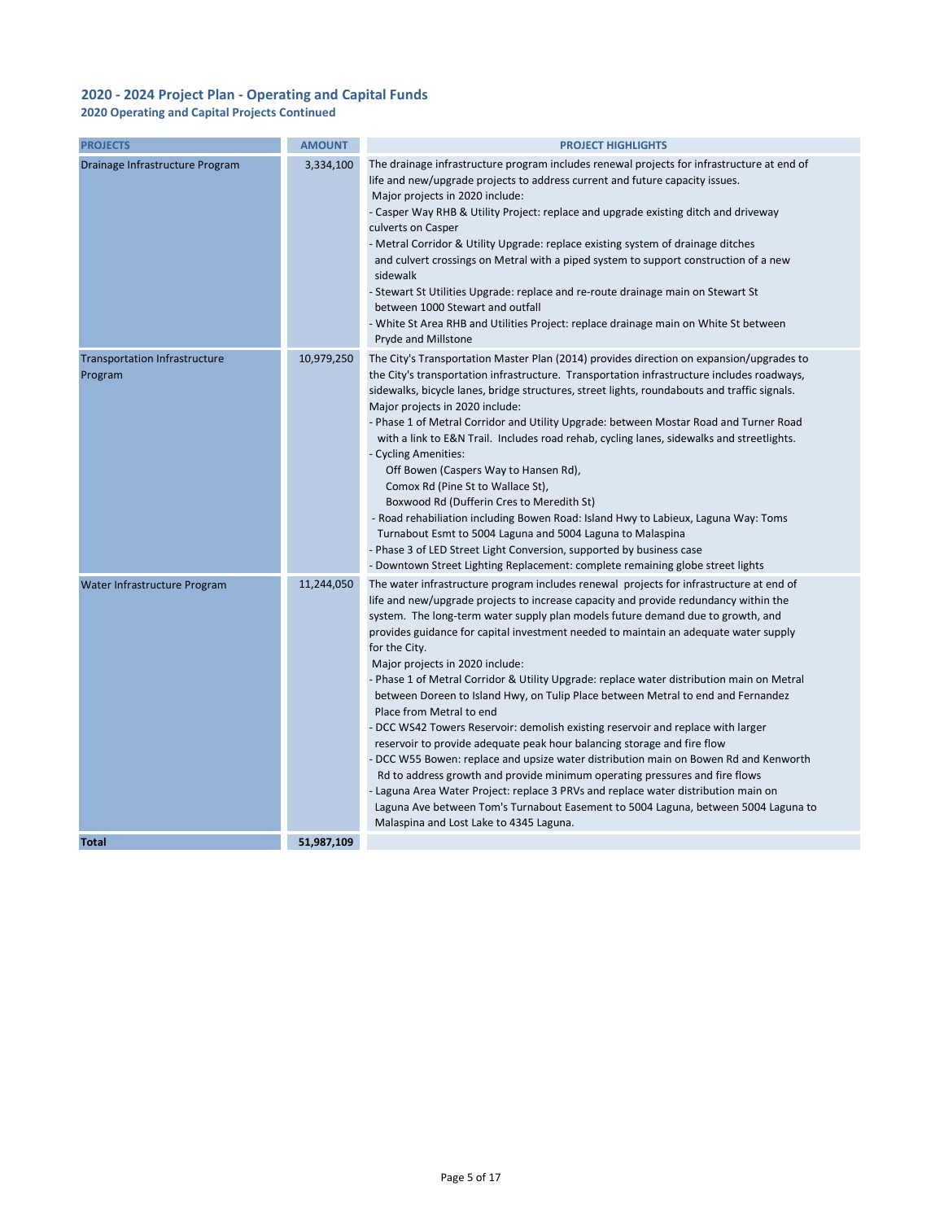## 2020 - 2024 Project Plan - Operating and Capital Funds

### 2020 Operating and Capital Projects Continued

| PROJECTS | AMOUNT | PROJECT HIGHLIGHTS |
|---|---|---|
| Drainage Infrastructure Program | 3,334,100 | The drainage infrastructure program includes renewal projects for infrastructure at end of life and new/upgrade projects to address current and future capacity issues.<br>Major projects in 2020 include:<br>- Casper Way RHB & Utility Project: replace and upgrade existing ditch and driveway culverts on Casper<br>- Metral Corridor & Utility Upgrade: replace existing system of drainage ditches and culvert crossings on Metral with a piped system to support construction of a new sidewalk<br>- Stewart St Utilities Upgrade: replace and re-route drainage main on Stewart St between 1000 Stewart and outfall<br>- White St Area RHB and Utilities Project: replace drainage main on White St between Pryde and Millstone |
| Transportation Infrastructure Program | 10,979,250 | The City's Transportation Master Plan (2014) provides direction on expansion/upgrades to the City's transportation infrastructure. Transportation infrastructure includes roadways, sidewalks, bicycle lanes, bridge structures, street lights, roundabouts and traffic signals.<br>Major projects in 2020 include:<br>- Phase 1 of Metral Corridor and Utility Upgrade: between Mostar Road and Turner Road with a link to E&N Trail. Includes road rehab, cycling lanes, sidewalks and streetlights.<br>- Cycling Amenities:<br>Off Bowen (Caspers Way to Hansen Rd),<br>Comox Rd (Pine St to Wallace St),<br>Boxwood Rd (Dufferin Cres to Meredith St)<br>- Road rehabiliation including Bowen Road: Island Hwy to Labieux, Laguna Way: Toms Turnabout Esmt to 5004 Laguna and 5004 Laguna to Malaspina<br>- Phase 3 of LED Street Light Conversion, supported by business case<br>- Downtown Street Lighting Replacement: complete remaining globe street lights |
| Water Infrastructure Program | 11,244,050 | The water infrastructure program includes renewal projects for infrastructure at end of life and new/upgrade projects to increase capacity and provide redundancy within the system. The long-term water supply plan models future demand due to growth, and provides guidance for capital investment needed to maintain an adequate water supply for the City.<br>Major projects in 2020 include:<br>- Phase 1 of Metral Corridor & Utility Upgrade: replace water distribution main on Metral between Doreen to Island Hwy, on Tulip Place between Metral to end and Fernandez Place from Metral to end<br>- DCC WS42 Towers Reservoir: demolish existing reservoir and replace with larger reservoir to provide adequate peak hour balancing storage and fire flow<br>- DCC W55 Bowen: replace and upsize water distribution main on Bowen Rd and Kenworth Rd to address growth and provide minimum operating pressures and fire flows<br>- Laguna Area Water Project: replace 3 PRVs and replace water distribution main on Laguna Ave between Tom's Turnabout Easement to 5004 Laguna, between 5004 Laguna to Malaspina and Lost Lake to 4345 Laguna. |
| **Total** | **51,987,109** | |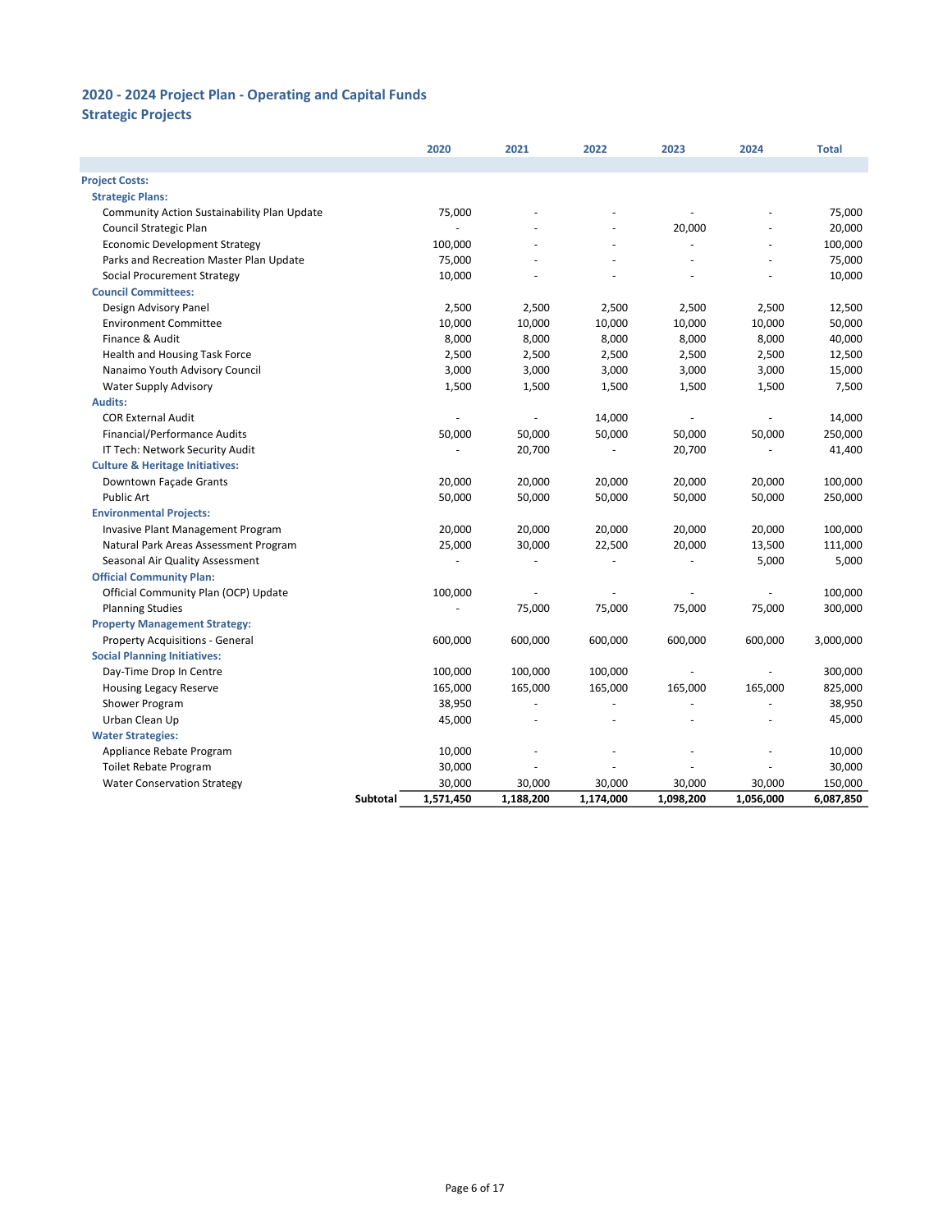## 2020 - 2024 Project Plan - Operating and Capital Funds
### Strategic Projects

| | 2020 | 2021 | 2022 | 2023 | 2024 | Total |
|---|---|---|---|---|---|---|
| **Project Costs:** | | | | | | |
| **Strategic Plans:** | | | | | | |
| Community Action Sustainability Plan Update | 75,000 | - | - | - | - | 75,000 |
| Council Strategic Plan | - | - | - | 20,000 | - | 20,000 |
| Economic Development Strategy | 100,000 | - | - | - | - | 100,000 |
| Parks and Recreation Master Plan Update | 75,000 | - | - | - | - | 75,000 |
| Social Procurement Strategy | 10,000 | - | - | - | - | 10,000 |
| **Council Committees:** | | | | | | |
| Design Advisory Panel | 2,500 | 2,500 | 2,500 | 2,500 | 2,500 | 12,500 |
| Environment Committee | 10,000 | 10,000 | 10,000 | 10,000 | 10,000 | 50,000 |
| Finance & Audit | 8,000 | 8,000 | 8,000 | 8,000 | 8,000 | 40,000 |
| Health and Housing Task Force | 2,500 | 2,500 | 2,500 | 2,500 | 2,500 | 12,500 |
| Nanaimo Youth Advisory Council | 3,000 | 3,000 | 3,000 | 3,000 | 3,000 | 15,000 |
| Water Supply Advisory | 1,500 | 1,500 | 1,500 | 1,500 | 1,500 | 7,500 |
| **Audits:** | | | | | | |
| COR External Audit | - | - | 14,000 | - | - | 14,000 |
| Financial/Performance Audits | 50,000 | 50,000 | 50,000 | 50,000 | 50,000 | 250,000 |
| IT Tech: Network Security Audit | - | 20,700 | - | 20,700 | - | 41,400 |
| **Culture & Heritage Initiatives:** | | | | | | |
| Downtown Façade Grants | 20,000 | 20,000 | 20,000 | 20,000 | 20,000 | 100,000 |
| Public Art | 50,000 | 50,000 | 50,000 | 50,000 | 50,000 | 250,000 |
| **Environmental Projects:** | | | | | | |
| Invasive Plant Management Program | 20,000 | 20,000 | 20,000 | 20,000 | 20,000 | 100,000 |
| Natural Park Areas Assessment Program | 25,000 | 30,000 | 22,500 | 20,000 | 13,500 | 111,000 |
| Seasonal Air Quality Assessment | - | - | - | - | 5,000 | 5,000 |
| **Official Community Plan:** | | | | | | |
| Official Community Plan (OCP) Update | 100,000 | - | - | - | - | 100,000 |
| Planning Studies | - | 75,000 | 75,000 | 75,000 | 75,000 | 300,000 |
| **Property Management Strategy:** | | | | | | |
| Property Acquisitions - General | 600,000 | 600,000 | 600,000 | 600,000 | 600,000 | 3,000,000 |
| **Social Planning Initiatives:** | | | | | | |
| Day-Time Drop In Centre | 100,000 | 100,000 | 100,000 | - | - | 300,000 |
| Housing Legacy Reserve | 165,000 | 165,000 | 165,000 | 165,000 | 165,000 | 825,000 |
| Shower Program | 38,950 | - | - | - | - | 38,950 |
| Urban Clean Up | 45,000 | - | - | - | - | 45,000 |
| **Water Strategies:** | | | | | | |
| Appliance Rebate Program | 10,000 | - | - | - | - | 10,000 |
| Toilet Rebate Program | 30,000 | - | - | - | - | 30,000 |
| Water Conservation Strategy | 30,000 | 30,000 | 30,000 | 30,000 | 30,000 | 150,000 |
| **Subtotal** | **1,571,450** | **1,188,200** | **1,174,000** | **1,098,200** | **1,056,000** | **6,087,850** |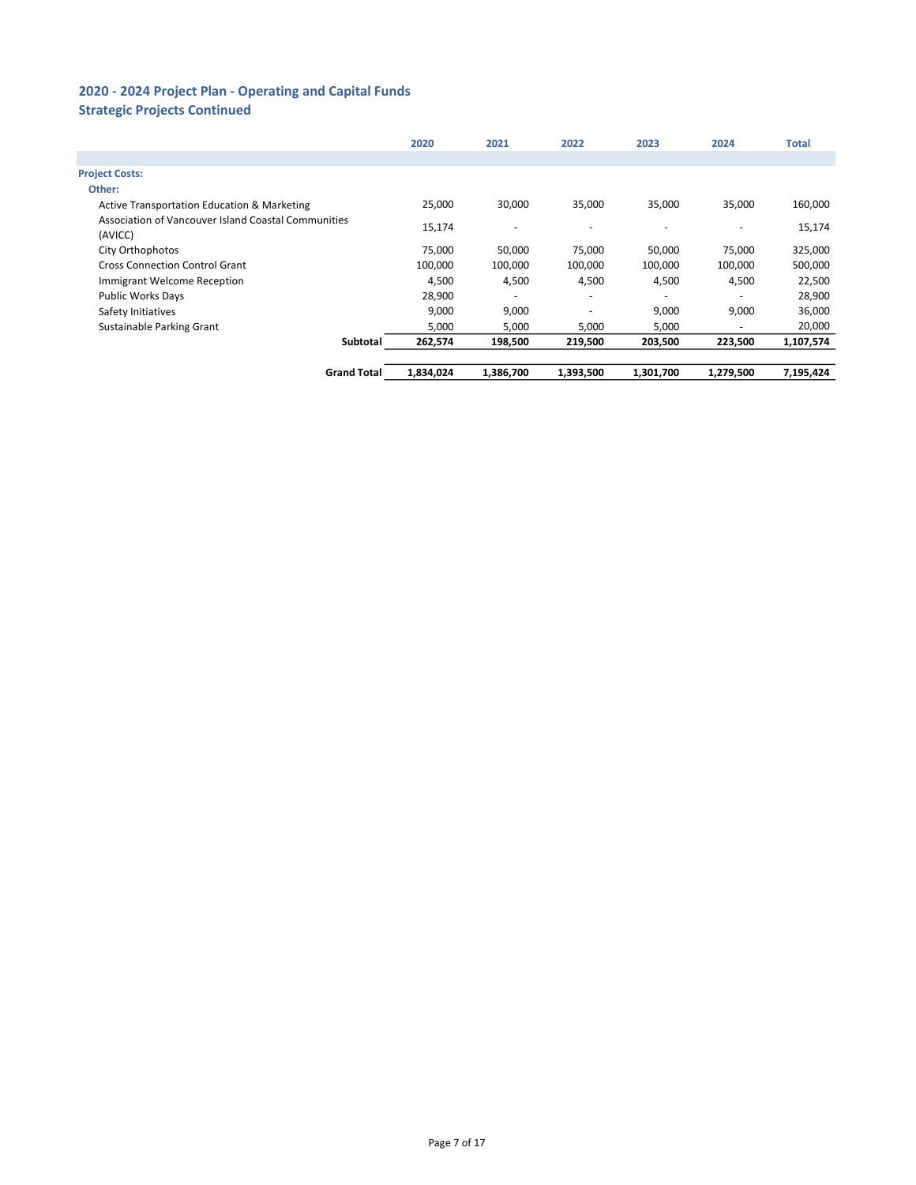## 2020 - 2024 Project Plan - Operating and Capital Funds
### Strategic Projects Continued

| | 2020 | 2021 | 2022 | 2023 | 2024 | Total |
|---|---|---|---|---|---|---|
| **Project Costs:** | | | | | | |
| **Other:** | | | | | | |
| Active Transportation Education & Marketing | 25,000 | 30,000 | 35,000 | 35,000 | 35,000 | 160,000 |
| Association of Vancouver Island Coastal Communities (AVICC) | 15,174 | - | - | - | - | 15,174 |
| City Orthophotos | 75,000 | 50,000 | 75,000 | 50,000 | 75,000 | 325,000 |
| Cross Connection Control Grant | 100,000 | 100,000 | 100,000 | 100,000 | 100,000 | 500,000 |
| Immigrant Welcome Reception | 4,500 | 4,500 | 4,500 | 4,500 | 4,500 | 22,500 |
| Public Works Days | 28,900 | - | - | - | - | 28,900 |
| Safety Initiatives | 9,000 | 9,000 | - | 9,000 | 9,000 | 36,000 |
| Sustainable Parking Grant | 5,000 | 5,000 | 5,000 | 5,000 | - | 20,000 |
| **Subtotal** | **262,574** | **198,500** | **219,500** | **203,500** | **223,500** | **1,107,574** |
| **Grand Total** | **1,834,024** | **1,386,700** | **1,393,500** | **1,301,700** | **1,279,500** | **7,195,424** |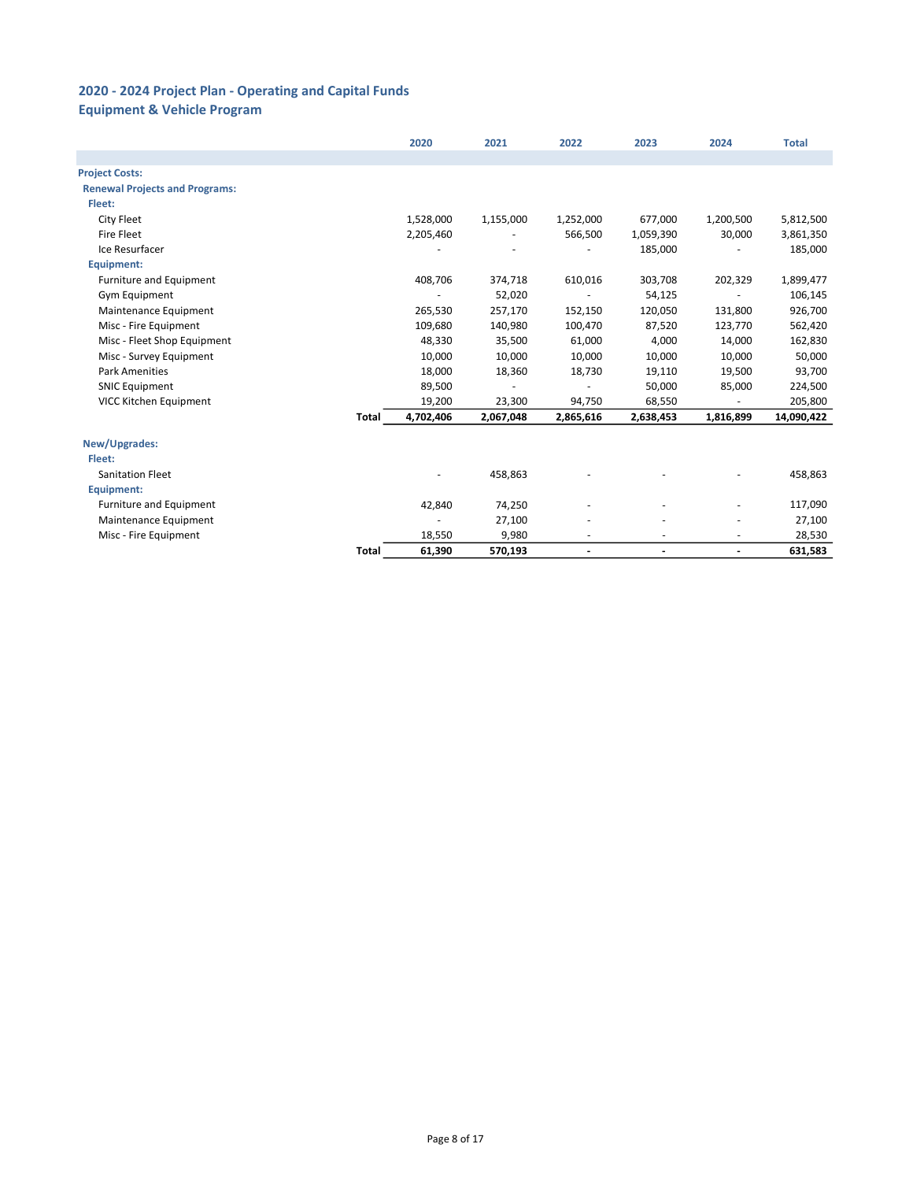## 2020 - 2024 Project Plan - Operating and Capital Funds
### Equipment & Vehicle Program

| | 2020 | 2021 | 2022 | 2023 | 2024 | Total |
|---|---|---|---|---|---|---|
| **Project Costs:** | | | | | | |
| **Renewal Projects and Programs:** | | | | | | |
| **Fleet:** | | | | | | |
| City Fleet | 1,528,000 | 1,155,000 | 1,252,000 | 677,000 | 1,200,500 | 5,812,500 |
| Fire Fleet | 2,205,460 | - | 566,500 | 1,059,390 | 30,000 | 3,861,350 |
| Ice Resurfacer | - | - | - | 185,000 | - | 185,000 |
| **Equipment:** | | | | | | |
| Furniture and Equipment | 408,706 | 374,718 | 610,016 | 303,708 | 202,329 | 1,899,477 |
| Gym Equipment | - | 52,020 | - | 54,125 | - | 106,145 |
| Maintenance Equipment | 265,530 | 257,170 | 152,150 | 120,050 | 131,800 | 926,700 |
| Misc - Fire Equipment | 109,680 | 140,980 | 100,470 | 87,520 | 123,770 | 562,420 |
| Misc - Fleet Shop Equipment | 48,330 | 35,500 | 61,000 | 4,000 | 14,000 | 162,830 |
| Misc - Survey Equipment | 10,000 | 10,000 | 10,000 | 10,000 | 10,000 | 50,000 |
| Park Amenities | 18,000 | 18,360 | 18,730 | 19,110 | 19,500 | 93,700 |
| SNIC Equipment | 89,500 | - | - | 50,000 | 85,000 | 224,500 |
| VICC Kitchen Equipment | 19,200 | 23,300 | 94,750 | 68,550 | - | 205,800 |
| **Total** | **4,702,406** | **2,067,048** | **2,865,616** | **2,638,453** | **1,816,899** | **14,090,422** |
| | | | | | | |
| **New/Upgrades:** | | | | | | |
| **Fleet:** | | | | | | |
| Sanitation Fleet | - | 458,863 | - | - | - | 458,863 |
| **Equipment:** | | | | | | |
| Furniture and Equipment | 42,840 | 74,250 | - | - | - | 117,090 |
| Maintenance Equipment | - | 27,100 | - | - | - | 27,100 |
| Misc - Fire Equipment | 18,550 | 9,980 | - | - | - | 28,530 |
| **Total** | **61,390** | **570,193** | **-** | **-** | **-** | **631,583** |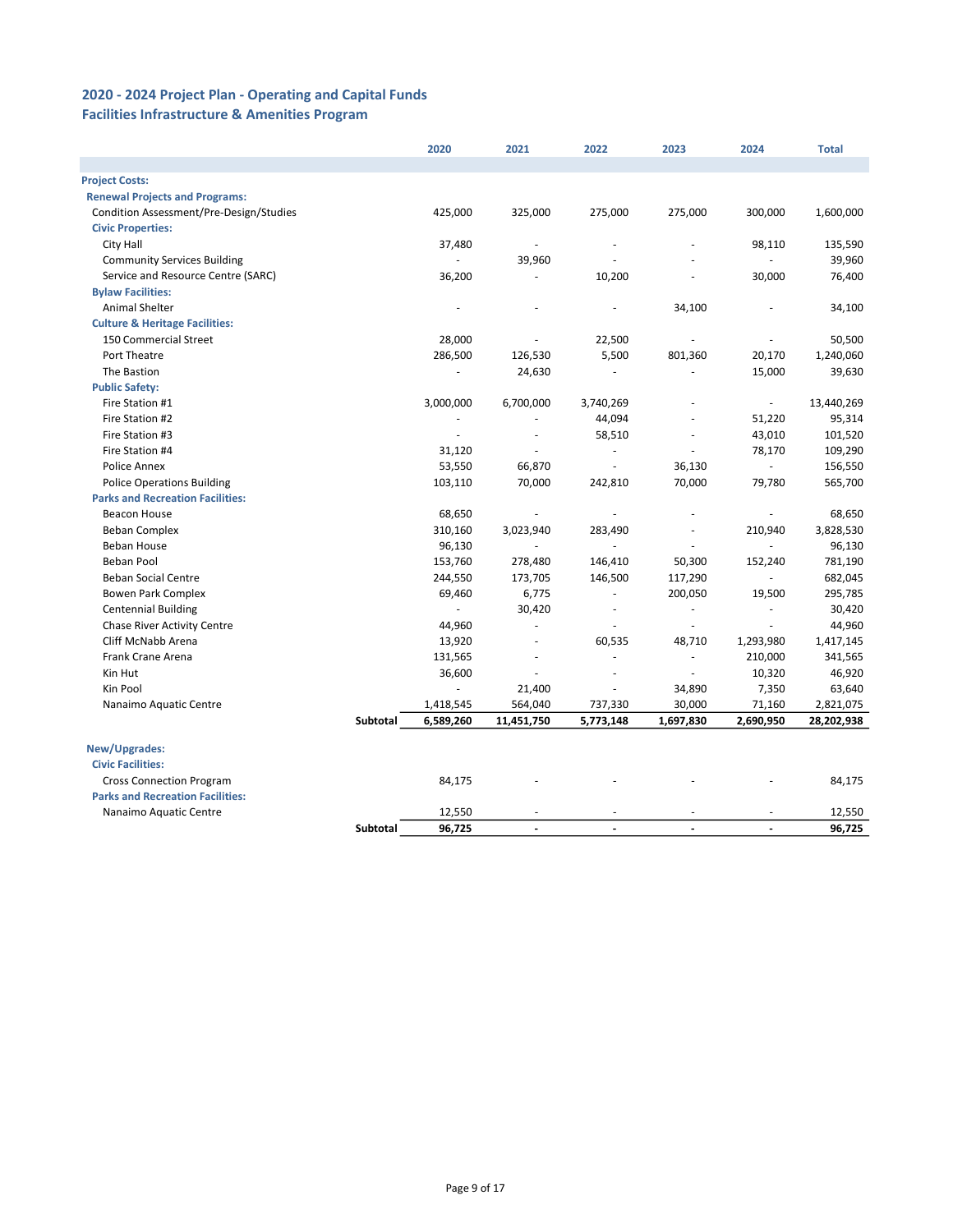## 2020 - 2024 Project Plan - Operating and Capital Funds
## Facilities Infrastructure & Amenities Program

| | 2020 | 2021 | 2022 | 2023 | 2024 | Total |
|---|---|---|---|---|---|---|
| **Project Costs:** | | | | | | |
| **Renewal Projects and Programs:** | | | | | | |
| Condition Assessment/Pre-Design/Studies | 425,000 | 325,000 | 275,000 | 275,000 | 300,000 | 1,600,000 |
| **Civic Properties:** | | | | | | |
| City Hall | 37,480 | - | - | - | 98,110 | 135,590 |
| Community Services Building | - | 39,960 | - | - | - | 39,960 |
| Service and Resource Centre (SARC) | 36,200 | - | 10,200 | - | 30,000 | 76,400 |
| **Bylaw Facilities:** | | | | | | |
| Animal Shelter | - | - | - | 34,100 | - | 34,100 |
| **Culture & Heritage Facilities:** | | | | | | |
| 150 Commercial Street | 28,000 | - | 22,500 | - | - | 50,500 |
| Port Theatre | 286,500 | 126,530 | 5,500 | 801,360 | 20,170 | 1,240,060 |
| The Bastion | - | 24,630 | - | - | 15,000 | 39,630 |
| **Public Safety:** | | | | | | |
| Fire Station #1 | 3,000,000 | 6,700,000 | 3,740,269 | - | - | 13,440,269 |
| Fire Station #2 | - | - | 44,094 | - | 51,220 | 95,314 |
| Fire Station #3 | - | - | 58,510 | - | 43,010 | 101,520 |
| Fire Station #4 | 31,120 | - | - | - | 78,170 | 109,290 |
| Police Annex | 53,550 | 66,870 | - | 36,130 | - | 156,550 |
| Police Operations Building | 103,110 | 70,000 | 242,810 | 70,000 | 79,780 | 565,700 |
| **Parks and Recreation Facilities:** | | | | | | |
| Beacon House | 68,650 | - | - | - | - | 68,650 |
| Beban Complex | 310,160 | 3,023,940 | 283,490 | - | 210,940 | 3,828,530 |
| Beban House | 96,130 | - | - | - | - | 96,130 |
| Beban Pool | 153,760 | 278,480 | 146,410 | 50,300 | 152,240 | 781,190 |
| Beban Social Centre | 244,550 | 173,705 | 146,500 | 117,290 | - | 682,045 |
| Bowen Park Complex | 69,460 | 6,775 | - | 200,050 | 19,500 | 295,785 |
| Centennial Building | - | 30,420 | - | - | - | 30,420 |
| Chase River Activity Centre | 44,960 | - | - | - | - | 44,960 |
| Cliff McNabb Arena | 13,920 | - | 60,535 | 48,710 | 1,293,980 | 1,417,145 |
| Frank Crane Arena | 131,565 | - | - | - | 210,000 | 341,565 |
| Kin Hut | 36,600 | - | - | - | 10,320 | 46,920 |
| Kin Pool | - | 21,400 | - | 34,890 | 7,350 | 63,640 |
| Nanaimo Aquatic Centre | 1,418,545 | 564,040 | 737,330 | 30,000 | 71,160 | 2,821,075 |
| **Subtotal** | **6,589,260** | **11,451,750** | **5,773,148** | **1,697,830** | **2,690,950** | **28,202,938** |
| | | | | | | |
| **New/Upgrades:** | | | | | | |
| **Civic Facilities:** | | | | | | |
| Cross Connection Program | 84,175 | - | - | - | - | 84,175 |
| **Parks and Recreation Facilities:** | | | | | | |
| Nanaimo Aquatic Centre | 12,550 | - | - | - | - | 12,550 |
| **Subtotal** | **96,725** | **-** | **-** | **-** | **-** | **96,725** |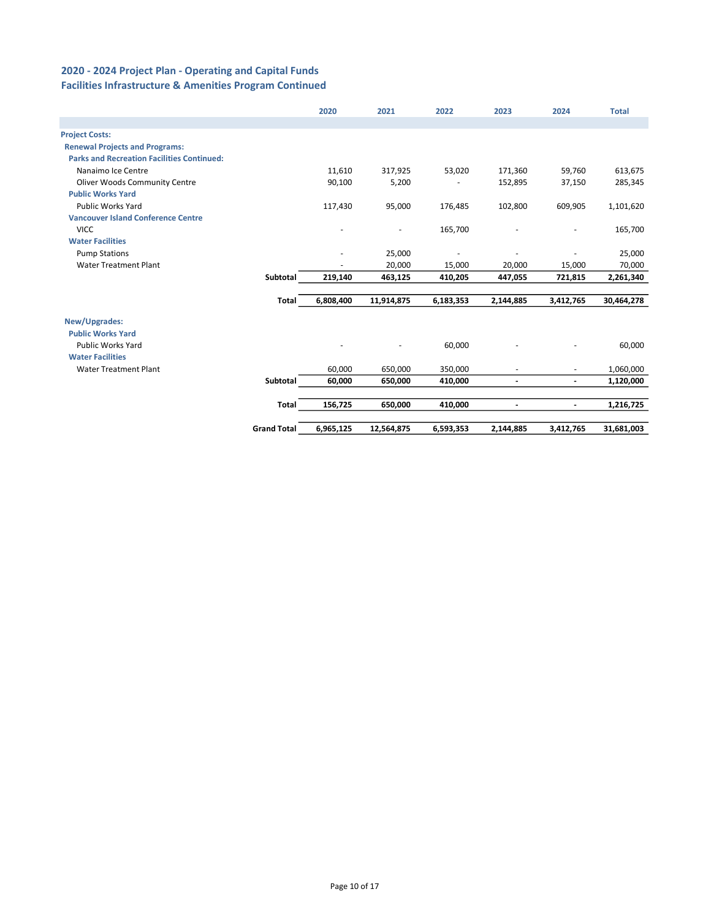## 2020 - 2024 Project Plan - Operating and Capital Funds
## Facilities Infrastructure & Amenities Program Continued

| | 2020 | 2021 | 2022 | 2023 | 2024 | Total |
|---|---|---|---|---|---|---|
| **Project Costs:** | | | | | | |
| **Renewal Projects and Programs:** | | | | | | |
| **Parks and Recreation Facilities Continued:** | | | | | | |
| Nanaimo Ice Centre | 11,610 | 317,925 | 53,020 | 171,360 | 59,760 | 613,675 |
| Oliver Woods Community Centre | 90,100 | 5,200 | - | 152,895 | 37,150 | 285,345 |
| **Public Works Yard** | | | | | | |
| Public Works Yard | 117,430 | 95,000 | 176,485 | 102,800 | 609,905 | 1,101,620 |
| **Vancouver Island Conference Centre** | | | | | | |
| VICC | - | - | 165,700 | - | - | 165,700 |
| **Water Facilities** | | | | | | |
| Pump Stations | - | 25,000 | - | - | - | 25,000 |
| Water Treatment Plant | - | 20,000 | 15,000 | 20,000 | 15,000 | 70,000 |
| **Subtotal** | **219,140** | **463,125** | **410,205** | **447,055** | **721,815** | **2,261,340** |
| **Total** | **6,808,400** | **11,914,875** | **6,183,353** | **2,144,885** | **3,412,765** | **30,464,278** |
| **New/Upgrades:** | | | | | | |
| **Public Works Yard** | | | | | | |
| Public Works Yard | - | - | 60,000 | - | - | 60,000 |
| **Water Facilities** | | | | | | |
| Water Treatment Plant | 60,000 | 650,000 | 350,000 | - | - | 1,060,000 |
| **Subtotal** | **60,000** | **650,000** | **410,000** | **-** | **-** | **1,120,000** |
| **Total** | **156,725** | **650,000** | **410,000** | **-** | **-** | **1,216,725** |
| **Grand Total** | **6,965,125** | **12,564,875** | **6,593,353** | **2,144,885** | **3,412,765** | **31,681,003** |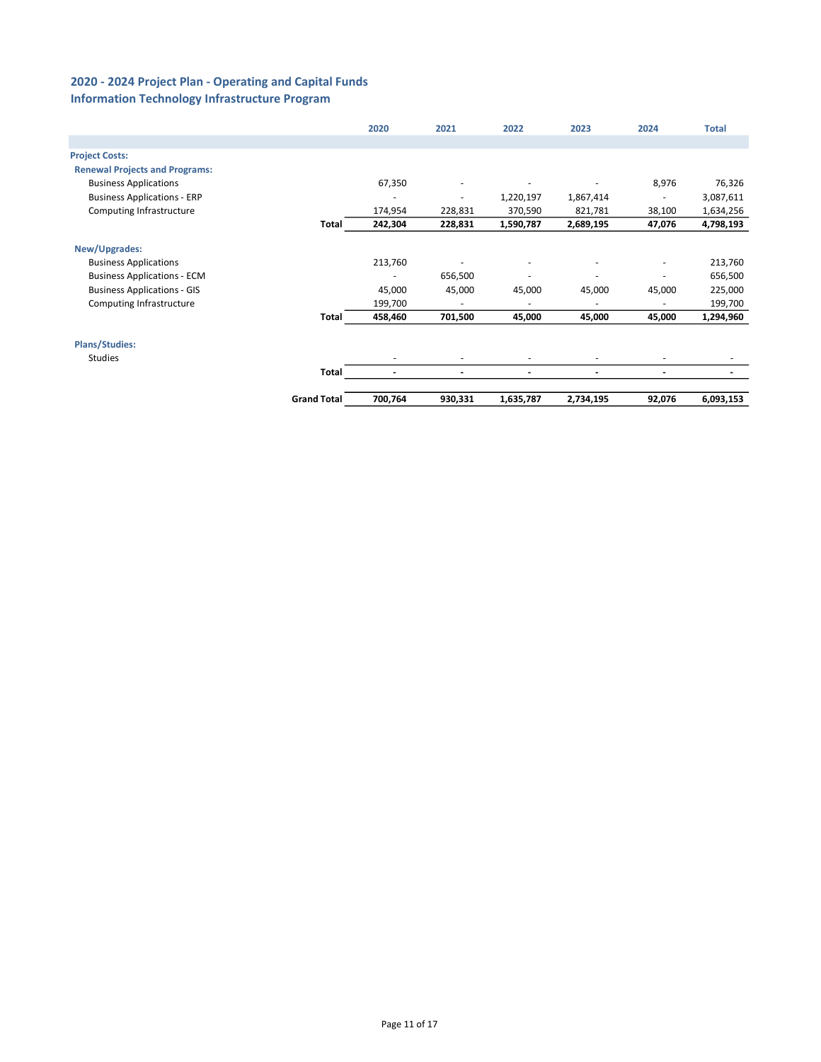## 2020 - 2024 Project Plan - Operating and Capital Funds
### Information Technology Infrastructure Program

| | 2020 | 2021 | 2022 | 2023 | 2024 | Total |
|---|---|---|---|---|---|---|
| **Project Costs:** | | | | | | |
| **Renewal Projects and Programs:** | | | | | | |
| Business Applications | 67,350 | - | - | - | 8,976 | 76,326 |
| Business Applications - ERP | - | - | 1,220,197 | 1,867,414 | - | 3,087,611 |
| Computing Infrastructure | 174,954 | 228,831 | 370,590 | 821,781 | 38,100 | 1,634,256 |
| **Total** | **242,304** | **228,831** | **1,590,787** | **2,689,195** | **47,076** | **4,798,193** |
| **New/Upgrades:** | | | | | | |
| Business Applications | 213,760 | - | - | - | - | 213,760 |
| Business Applications - ECM | - | 656,500 | - | - | - | 656,500 |
| Business Applications - GIS | 45,000 | 45,000 | 45,000 | 45,000 | 45,000 | 225,000 |
| Computing Infrastructure | 199,700 | - | - | - | - | 199,700 |
| **Total** | **458,460** | **701,500** | **45,000** | **45,000** | **45,000** | **1,294,960** |
| **Plans/Studies:** | | | | | | |
| Studies | - | - | - | - | - | - |
| **Total** | **-** | **-** | **-** | **-** | **-** | **-** |
| **Grand Total** | **700,764** | **930,331** | **1,635,787** | **2,734,195** | **92,076** | **6,093,153** |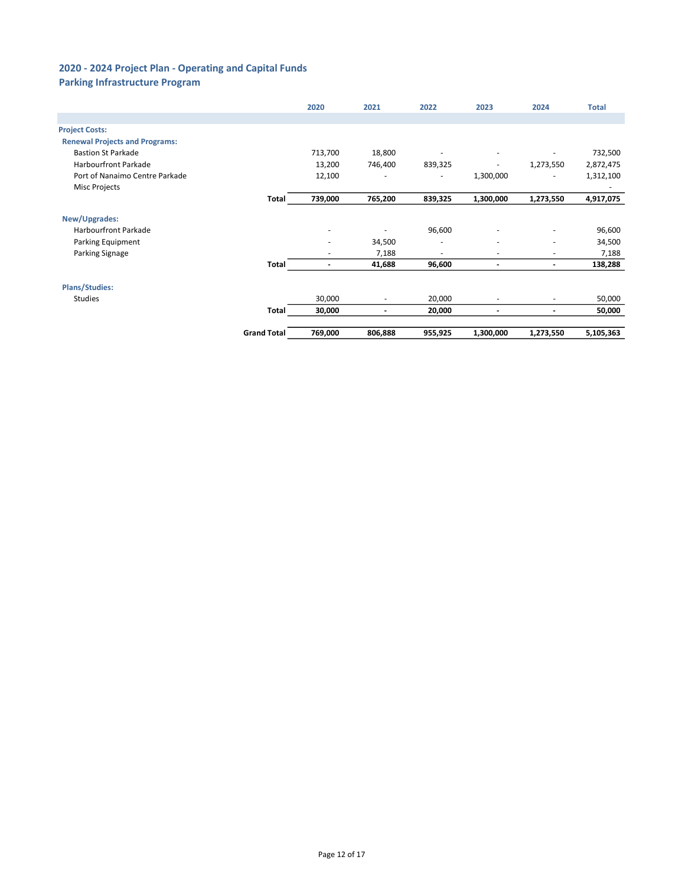## 2020 - 2024 Project Plan - Operating and Capital Funds
## Parking Infrastructure Program

| | 2020 | 2021 | 2022 | 2023 | 2024 | Total |
|---|---|---|---|---|---|---|
| **Project Costs:** | | | | | | |
| **Renewal Projects and Programs:** | | | | | | |
| Bastion St Parkade | 713,700 | 18,800 | - | - | - | 732,500 |
| Harbourfront Parkade | 13,200 | 746,400 | 839,325 | - | 1,273,550 | 2,872,475 |
| Port of Nanaimo Centre Parkade | 12,100 | - | - | 1,300,000 | - | 1,312,100 |
| Misc Projects | | | | | | - |
| **Total** | **739,000** | **765,200** | **839,325** | **1,300,000** | **1,273,550** | **4,917,075** |
| **New/Upgrades:** | | | | | | |
| Harbourfront Parkade | - | - | 96,600 | - | - | 96,600 |
| Parking Equipment | - | 34,500 | - | - | - | 34,500 |
| Parking Signage | - | 7,188 | - | - | - | 7,188 |
| **Total** | **-** | **41,688** | **96,600** | **-** | **-** | **138,288** |
| **Plans/Studies:** | | | | | | |
| Studies | 30,000 | - | 20,000 | - | - | 50,000 |
| **Total** | **30,000** | **-** | **20,000** | **-** | **-** | **50,000** |
| **Grand Total** | **769,000** | **806,888** | **955,925** | **1,300,000** | **1,273,550** | **5,105,363** |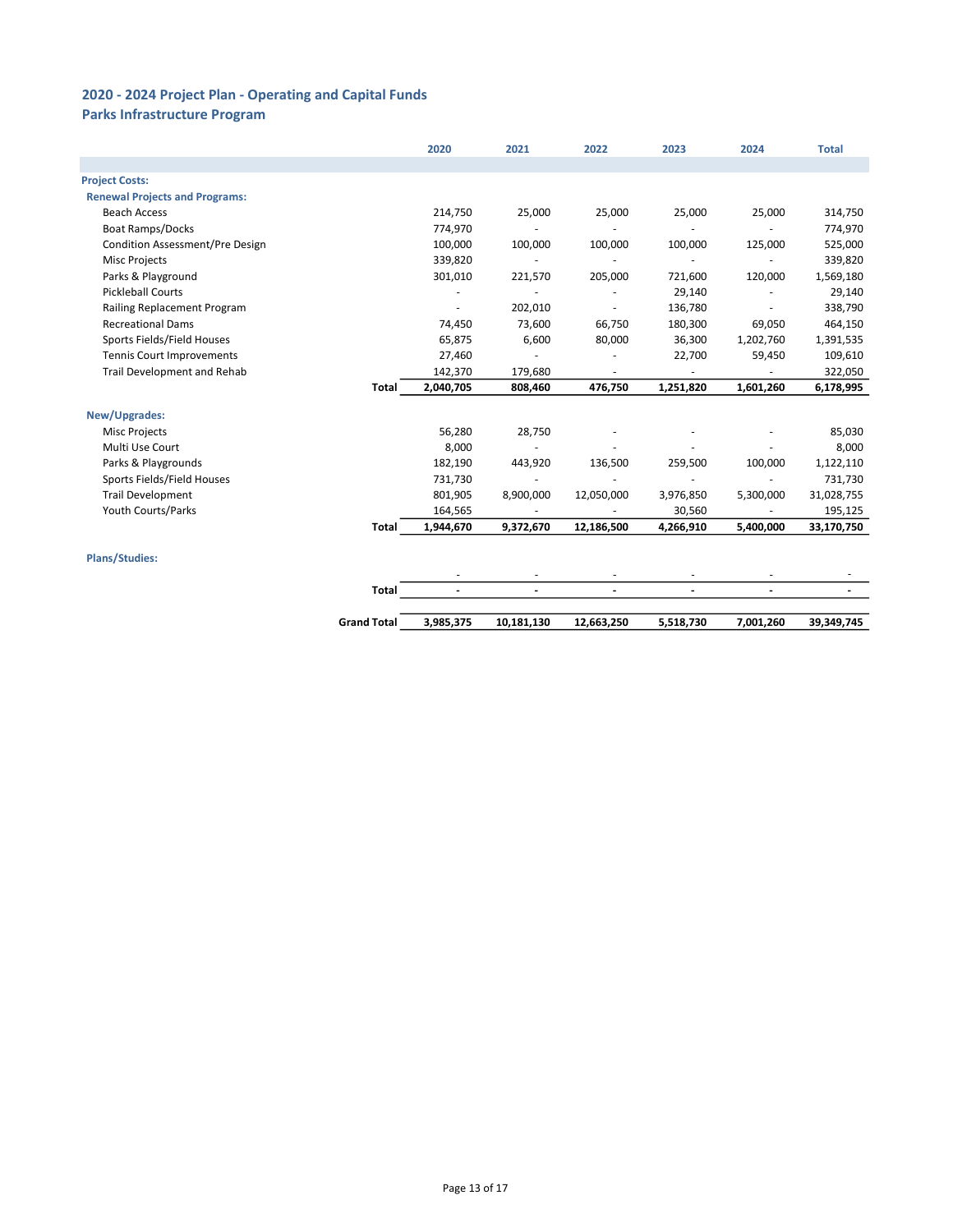## 2020 - 2024 Project Plan - Operating and Capital Funds

### Parks Infrastructure Program

| | 2020 | 2021 | 2022 | 2023 | 2024 | Total |
|---|---|---|---|---|---|---|
| **Project Costs:** | | | | | | |
| **Renewal Projects and Programs:** | | | | | | |
| Beach Access | 214,750 | 25,000 | 25,000 | 25,000 | 25,000 | 314,750 |
| Boat Ramps/Docks | 774,970 | - | - | - | - | 774,970 |
| Condition Assessment/Pre Design | 100,000 | 100,000 | 100,000 | 100,000 | 125,000 | 525,000 |
| Misc Projects | 339,820 | - | - | - | - | 339,820 |
| Parks & Playground | 301,010 | 221,570 | 205,000 | 721,600 | 120,000 | 1,569,180 |
| Pickleball Courts | - | - | - | 29,140 | - | 29,140 |
| Railing Replacement Program | - | 202,010 | - | 136,780 | - | 338,790 |
| Recreational Dams | 74,450 | 73,600 | 66,750 | 180,300 | 69,050 | 464,150 |
| Sports Fields/Field Houses | 65,875 | 6,600 | 80,000 | 36,300 | 1,202,760 | 1,391,535 |
| Tennis Court Improvements | 27,460 | - | - | 22,700 | 59,450 | 109,610 |
| Trail Development and Rehab | 142,370 | 179,680 | - | - | - | 322,050 |
| **Total** | **2,040,705** | **808,460** | **476,750** | **1,251,820** | **1,601,260** | **6,178,995** |
| **New/Upgrades:** | | | | | | |
| Misc Projects | 56,280 | 28,750 | - | - | - | 85,030 |
| Multi Use Court | 8,000 | - | - | - | - | 8,000 |
| Parks & Playgrounds | 182,190 | 443,920 | 136,500 | 259,500 | 100,000 | 1,122,110 |
| Sports Fields/Field Houses | 731,730 | - | - | - | - | 731,730 |
| Trail Development | 801,905 | 8,900,000 | 12,050,000 | 3,976,850 | 5,300,000 | 31,028,755 |
| Youth Courts/Parks | 164,565 | - | - | 30,560 | - | 195,125 |
| **Total** | **1,944,670** | **9,372,670** | **12,186,500** | **4,266,910** | **5,400,000** | **33,170,750** |
| **Plans/Studies:** | | | | | | |
| | - | - | - | - | - | - |
| **Total** | **-** | **-** | **-** | **-** | **-** | **-** |
| **Grand Total** | **3,985,375** | **10,181,130** | **12,663,250** | **5,518,730** | **7,001,260** | **39,349,745** |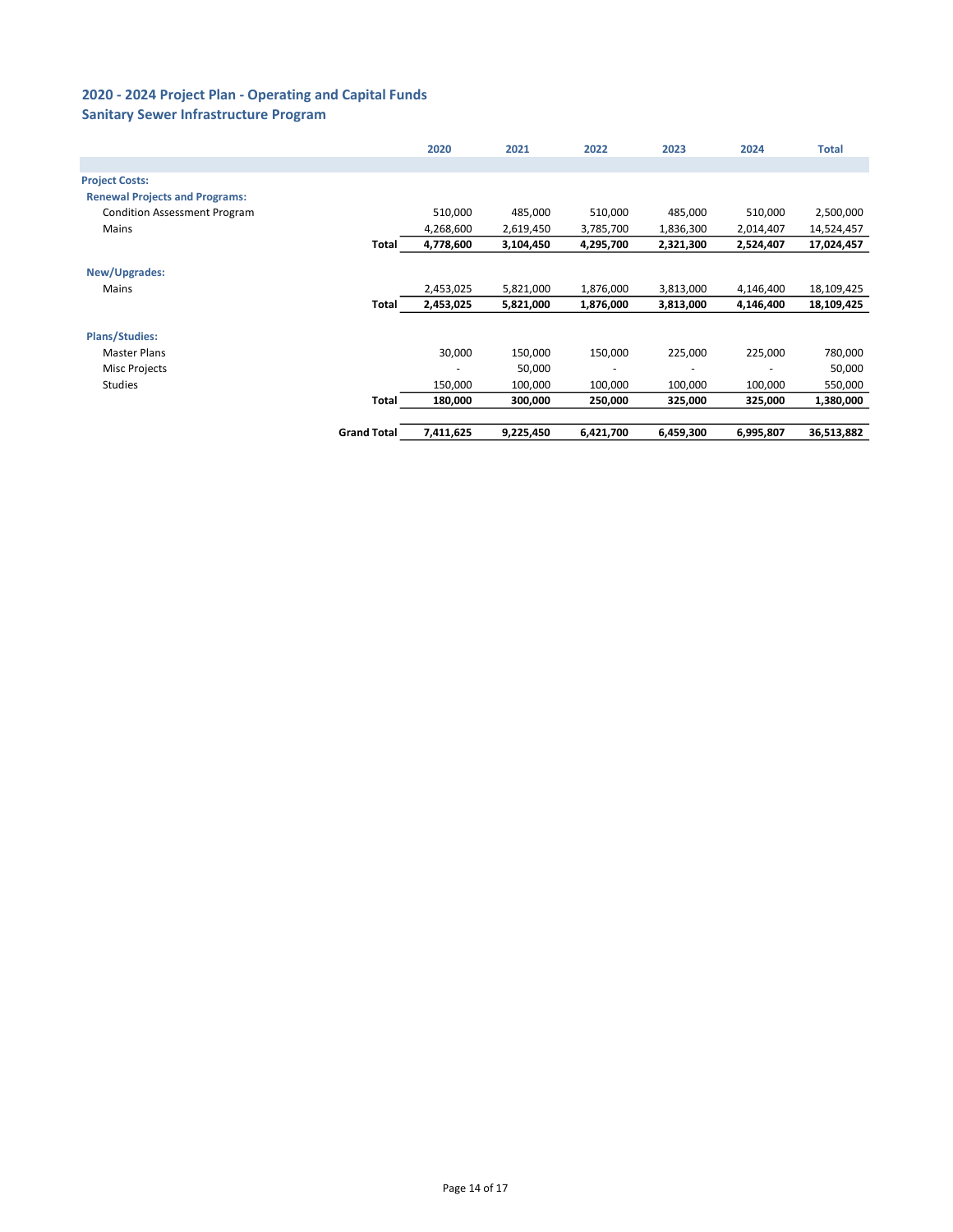## 2020 - 2024 Project Plan - Operating and Capital Funds
## Sanitary Sewer Infrastructure Program

| | 2020 | 2021 | 2022 | 2023 | 2024 | Total |
|---|---|---|---|---|---|---|
| **Project Costs:** | | | | | | |
| **Renewal Projects and Programs:** | | | | | | |
| Condition Assessment Program | 510,000 | 485,000 | 510,000 | 485,000 | 510,000 | 2,500,000 |
| Mains | 4,268,600 | 2,619,450 | 3,785,700 | 1,836,300 | 2,014,407 | 14,524,457 |
| **Total** | **4,778,600** | **3,104,450** | **4,295,700** | **2,321,300** | **2,524,407** | **17,024,457** |
| **New/Upgrades:** | | | | | | |
| Mains | 2,453,025 | 5,821,000 | 1,876,000 | 3,813,000 | 4,146,400 | 18,109,425 |
| **Total** | **2,453,025** | **5,821,000** | **1,876,000** | **3,813,000** | **4,146,400** | **18,109,425** |
| **Plans/Studies:** | | | | | | |
| Master Plans | 30,000 | 150,000 | 150,000 | 225,000 | 225,000 | 780,000 |
| Misc Projects | - | 50,000 | - | - | - | 50,000 |
| Studies | 150,000 | 100,000 | 100,000 | 100,000 | 100,000 | 550,000 |
| **Total** | **180,000** | **300,000** | **250,000** | **325,000** | **325,000** | **1,380,000** |
| **Grand Total** | **7,411,625** | **9,225,450** | **6,421,700** | **6,459,300** | **6,995,807** | **36,513,882** |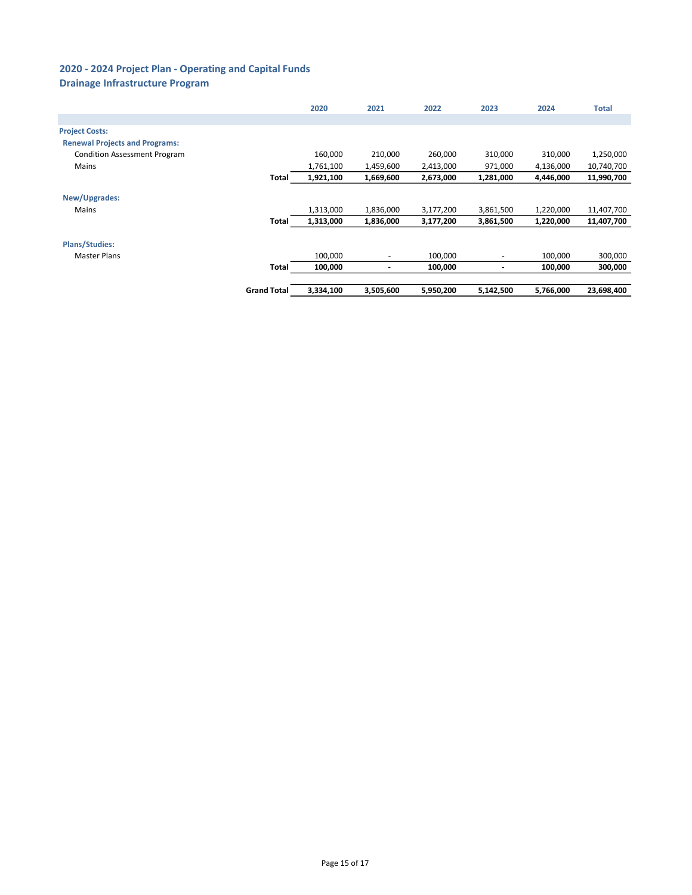## 2020 - 2024 Project Plan - Operating and Capital Funds
### Drainage Infrastructure Program

| | 2020 | 2021 | 2022 | 2023 | 2024 | Total |
|---|---|---|---|---|---|---|
| **Project Costs:** | | | | | | |
| **Renewal Projects and Programs:** | | | | | | |
| Condition Assessment Program | 160,000 | 210,000 | 260,000 | 310,000 | 310,000 | 1,250,000 |
| Mains | 1,761,100 | 1,459,600 | 2,413,000 | 971,000 | 4,136,000 | 10,740,700 |
| **Total** | **1,921,100** | **1,669,600** | **2,673,000** | **1,281,000** | **4,446,000** | **11,990,700** |
| **New/Upgrades:** | | | | | | |
| Mains | 1,313,000 | 1,836,000 | 3,177,200 | 3,861,500 | 1,220,000 | 11,407,700 |
| **Total** | **1,313,000** | **1,836,000** | **3,177,200** | **3,861,500** | **1,220,000** | **11,407,700** |
| **Plans/Studies:** | | | | | | |
| Master Plans | 100,000 | - | 100,000 | - | 100,000 | 300,000 |
| **Total** | **100,000** | **-** | **100,000** | **-** | **100,000** | **300,000** |
| **Grand Total** | **3,334,100** | **3,505,600** | **5,950,200** | **5,142,500** | **5,766,000** | **23,698,400** |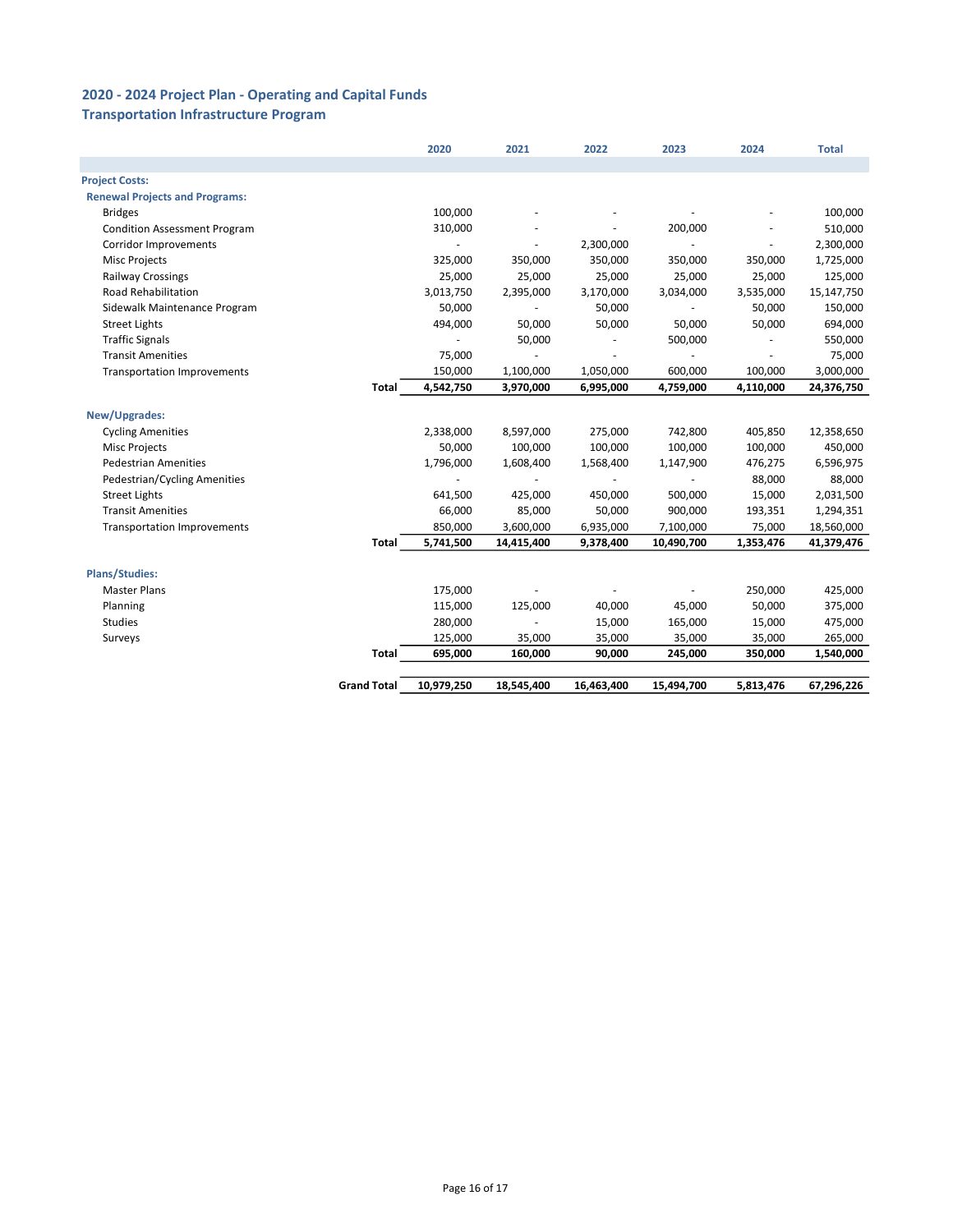## 2020 - 2024 Project Plan - Operating and Capital Funds
### Transportation Infrastructure Program

| | 2020 | 2021 | 2022 | 2023 | 2024 | Total |
|---|---|---|---|---|---|---|
| **Project Costs:** | | | | | | |
| **Renewal Projects and Programs:** | | | | | | |
| Bridges | 100,000 | - | - | - | - | 100,000 |
| Condition Assessment Program | 310,000 | - | - | 200,000 | - | 510,000 |
| Corridor Improvements | - | - | 2,300,000 | - | - | 2,300,000 |
| Misc Projects | 325,000 | 350,000 | 350,000 | 350,000 | 350,000 | 1,725,000 |
| Railway Crossings | 25,000 | 25,000 | 25,000 | 25,000 | 25,000 | 125,000 |
| Road Rehabilitation | 3,013,750 | 2,395,000 | 3,170,000 | 3,034,000 | 3,535,000 | 15,147,750 |
| Sidewalk Maintenance Program | 50,000 | - | 50,000 | - | 50,000 | 150,000 |
| Street Lights | 494,000 | 50,000 | 50,000 | 50,000 | 50,000 | 694,000 |
| Traffic Signals | - | 50,000 | - | 500,000 | - | 550,000 |
| Transit Amenities | 75,000 | - | - | - | - | 75,000 |
| Transportation Improvements | 150,000 | 1,100,000 | 1,050,000 | 600,000 | 100,000 | 3,000,000 |
| **Total** | **4,542,750** | **3,970,000** | **6,995,000** | **4,759,000** | **4,110,000** | **24,376,750** |
| **New/Upgrades:** | | | | | | |
| Cycling Amenities | 2,338,000 | 8,597,000 | 275,000 | 742,800 | 405,850 | 12,358,650 |
| Misc Projects | 50,000 | 100,000 | 100,000 | 100,000 | 100,000 | 450,000 |
| Pedestrian Amenities | 1,796,000 | 1,608,400 | 1,568,400 | 1,147,900 | 476,275 | 6,596,975 |
| Pedestrian/Cycling Amenities | - | - | - | - | 88,000 | 88,000 |
| Street Lights | 641,500 | 425,000 | 450,000 | 500,000 | 15,000 | 2,031,500 |
| Transit Amenities | 66,000 | 85,000 | 50,000 | 900,000 | 193,351 | 1,294,351 |
| Transportation Improvements | 850,000 | 3,600,000 | 6,935,000 | 7,100,000 | 75,000 | 18,560,000 |
| **Total** | **5,741,500** | **14,415,400** | **9,378,400** | **10,490,700** | **1,353,476** | **41,379,476** |
| **Plans/Studies:** | | | | | | |
| Master Plans | 175,000 | - | - | - | 250,000 | 425,000 |
| Planning | 115,000 | 125,000 | 40,000 | 45,000 | 50,000 | 375,000 |
| Studies | 280,000 | - | 15,000 | 165,000 | 15,000 | 475,000 |
| Surveys | 125,000 | 35,000 | 35,000 | 35,000 | 35,000 | 265,000 |
| **Total** | **695,000** | **160,000** | **90,000** | **245,000** | **350,000** | **1,540,000** |
| **Grand Total** | **10,979,250** | **18,545,400** | **16,463,400** | **15,494,700** | **5,813,476** | **67,296,226** |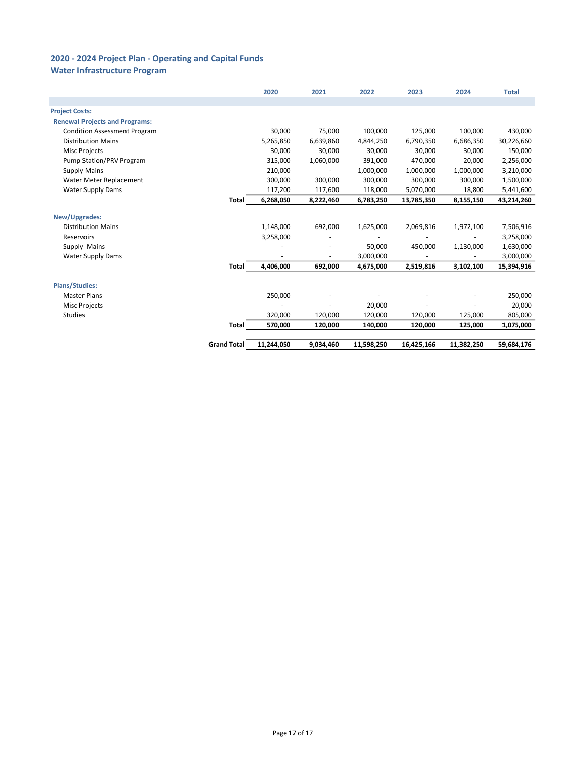## 2020 - 2024 Project Plan - Operating and Capital Funds

### Water Infrastructure Program

| | 2020 | 2021 | 2022 | 2023 | 2024 | Total |
|---|---|---|---|---|---|---|
| **Project Costs:** | | | | | | |
| **Renewal Projects and Programs:** | | | | | | |
| Condition Assessment Program | 30,000 | 75,000 | 100,000 | 125,000 | 100,000 | 430,000 |
| Distribution Mains | 5,265,850 | 6,639,860 | 4,844,250 | 6,790,350 | 6,686,350 | 30,226,660 |
| Misc Projects | 30,000 | 30,000 | 30,000 | 30,000 | 30,000 | 150,000 |
| Pump Station/PRV Program | 315,000 | 1,060,000 | 391,000 | 470,000 | 20,000 | 2,256,000 |
| Supply Mains | 210,000 | - | 1,000,000 | 1,000,000 | 1,000,000 | 3,210,000 |
| Water Meter Replacement | 300,000 | 300,000 | 300,000 | 300,000 | 300,000 | 1,500,000 |
| Water Supply Dams | 117,200 | 117,600 | 118,000 | 5,070,000 | 18,800 | 5,441,600 |
| **Total** | **6,268,050** | **8,222,460** | **6,783,250** | **13,785,350** | **8,155,150** | **43,214,260** |
| **New/Upgrades:** | | | | | | |
| Distribution Mains | 1,148,000 | 692,000 | 1,625,000 | 2,069,816 | 1,972,100 | 7,506,916 |
| Reservoirs | 3,258,000 | - | - | - | - | 3,258,000 |
| Supply Mains | - | - | 50,000 | 450,000 | 1,130,000 | 1,630,000 |
| Water Supply Dams | - | - | 3,000,000 | - | - | 3,000,000 |
| **Total** | **4,406,000** | **692,000** | **4,675,000** | **2,519,816** | **3,102,100** | **15,394,916** |
| **Plans/Studies:** | | | | | | |
| Master Plans | 250,000 | - | - | - | - | 250,000 |
| Misc Projects | - | - | 20,000 | - | - | 20,000 |
| Studies | 320,000 | 120,000 | 120,000 | 120,000 | 125,000 | 805,000 |
| **Total** | **570,000** | **120,000** | **140,000** | **120,000** | **125,000** | **1,075,000** |
| **Grand Total** | **11,244,050** | **9,034,460** | **11,598,250** | **16,425,166** | **11,382,250** | **59,684,176** |